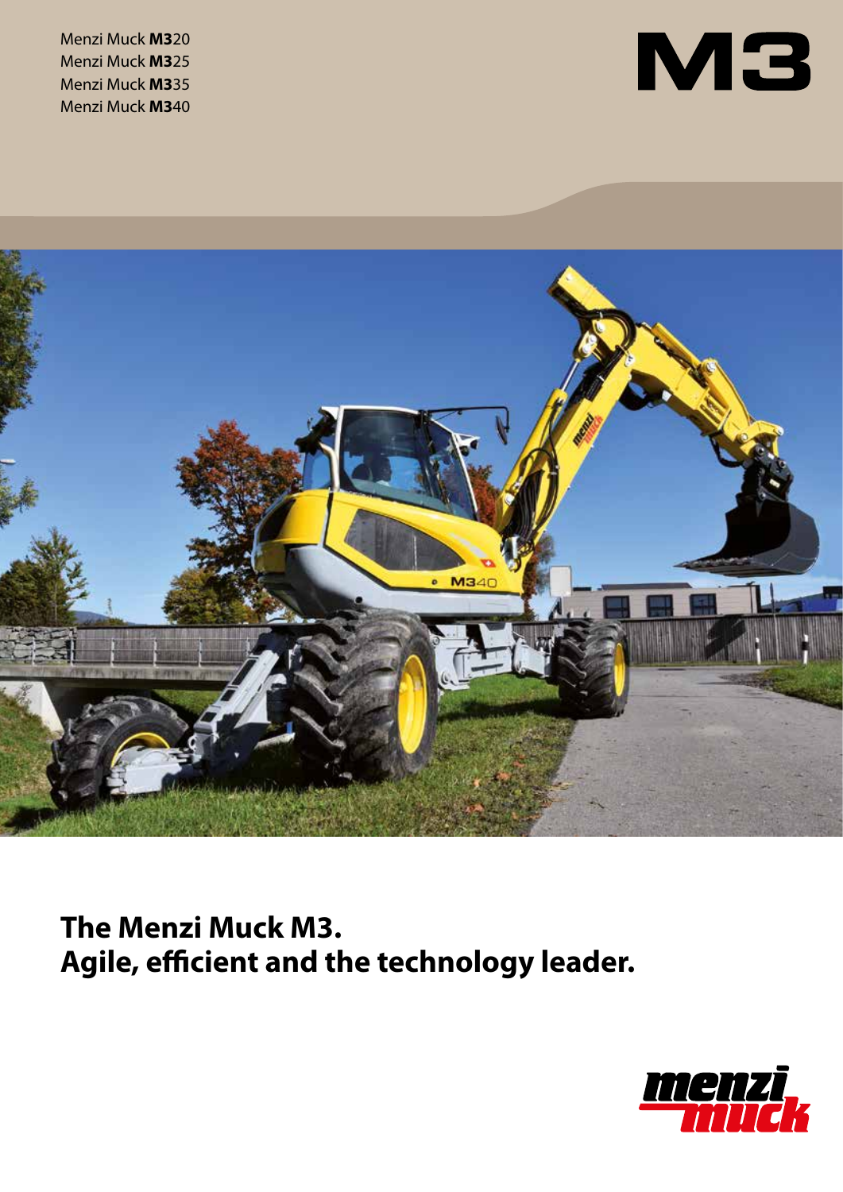Menzi Muck **M3**20
Menzi Muck **M3**25
Menzi Muck **M3**35
Menzi Muck **M3**40

# M3

## The Menzi Muck M3.
## Agile, efficient and the technology leader.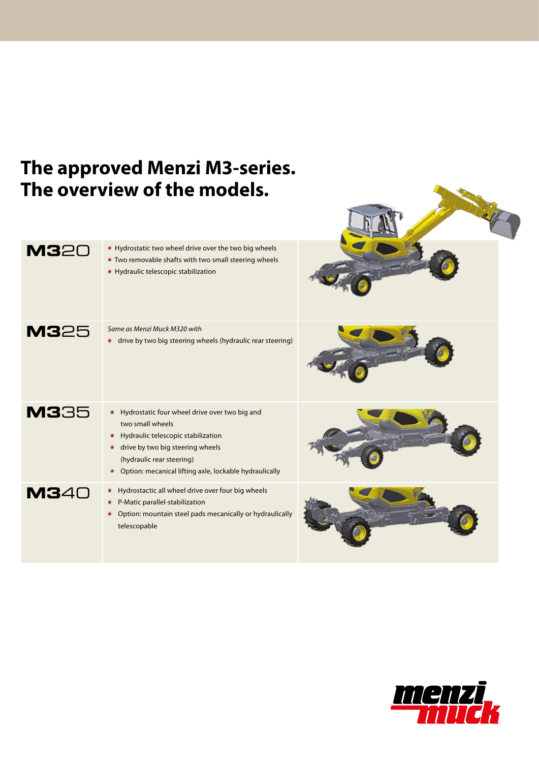# The approved Menzi M3-series.
# The overview of the models.

| Model | Features |
| --- | --- |
| **M320** | • Hydrostatic two wheel drive over the two big wheels<br>• Two removable shafts with two small steering wheels<br>• Hydraulic telescopic stabilization |
| **M325** | *Same as Menzi Muck M320 with*<br>• drive by two big steering wheels (hydraulic rear steering) |
| **M335** | • Hydrostatic four wheel drive over two big and two small wheels<br>• Hydraulic telescopic stabilization<br>• drive by two big steering wheels (hydraulic rear steering)<br>• Option: mecanical lifting axle, lockable hydraulically |
| **M340** | • Hydrostactic all wheel drive over four big wheels<br>• P-Matic parallel-stabilization<br>• Option: mountain steel pads mecanically or hydraulically telescopable |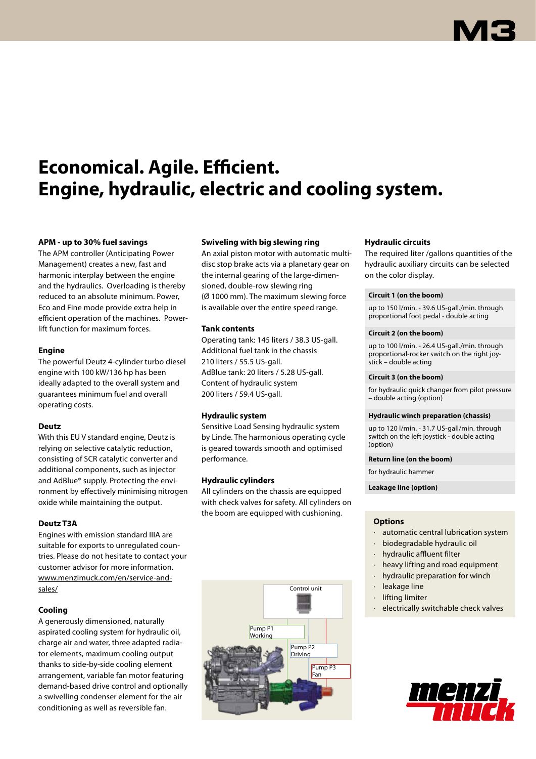# Economical. Agile. Efficient. Engine, hydraulic, electric and cooling system.

### APM - up to 30% fuel savings

The APM controller (Anticipating Power Management) creates a new, fast and harmonic interplay between the engine and the hydraulics. Overloading is thereby reduced to an absolute minimum. Power, Eco and Fine mode provide extra help in efficient operation of the machines. Powerlift function for maximum forces.

### Engine

The powerful Deutz 4-cylinder turbo diesel engine with 100 kW/136 hp has been ideally adapted to the overall system and guarantees minimum fuel and overall operating costs.

### Deutz

With this EU V standard engine, Deutz is relying on selective catalytic reduction, consisting of SCR catalytic converter and additional components, such as injector and AdBlue® supply. Protecting the environment by effectively minimising nitrogen oxide while maintaining the output.

### Deutz T3A

Engines with emission standard IIIA are suitable for exports to unregulated countries. Please do not hesitate to contact your customer advisor for more information. www.menzimuck.com/en/service-and-sales/

### Cooling

A generously dimensioned, naturally aspirated cooling system for hydraulic oil, charge air and water, three adapted radiator elements, maximum cooling output thanks to side-by-side cooling element arrangement, variable fan motor featuring demand-based drive control and optionally a swivelling condenser element for the air conditioning as well as reversible fan.

### Swiveling with big slewing ring

An axial piston motor with automatic multi-disc stop brake acts via a planetary gear on the internal gearing of the large-dimensioned, double-row slewing ring (Ø 1000 mm). The maximum slewing force is available over the entire speed range.

### Tank contents

Operating tank: 145 liters / 38.3 US-gall.
Additional fuel tank in the chassis 210 liters / 55.5 US-gall.
AdBlue tank: 20 liters / 5.28 US-gall.
Content of hydraulic system 200 liters / 59.4 US-gall.

### Hydraulic system

Sensitive Load Sensing hydraulic system by Linde. The harmonious operating cycle is geared towards smooth and optimised performance.

### Hydraulic cylinders

All cylinders on the chassis are equipped with check valves for safety. All cylinders on the boom are equipped with cushioning.

Control unit
Pump P1 Working
Pump P2 Driving
Pump P3 Fan

### Hydraulic circuits

The required liter /gallons quantities of the hydraulic auxiliary circuits can be selected on the color display.

**Circuit 1 (on the boom)**
up to 150 l/min. - 39.6 US-gall./min. through proportional foot pedal - double acting

**Circuit 2 (on the boom)**
up to 100 l/min. - 26.4 US-gall./min. through proportional-rocker switch on the right joystick – double acting

**Circuit 3 (on the boom)**
for hydraulic quick changer from pilot pressure – double acting (option)

**Hydraulic winch preparation (chassis)**
up to 120 l/min. - 31.7 US-gall/min. through switch on the left joystick - double acting (option)

**Return line (on the boom)**
for hydraulic hammer

**Leakage line (option)**

### Options

- automatic central lubrication system
- biodegradable hydraulic oil
- hydraulic affluent filter
- heavy lifting and road equipment
- hydraulic preparation for winch
- leakage line
- lifting limiter
- electrically switchable check valves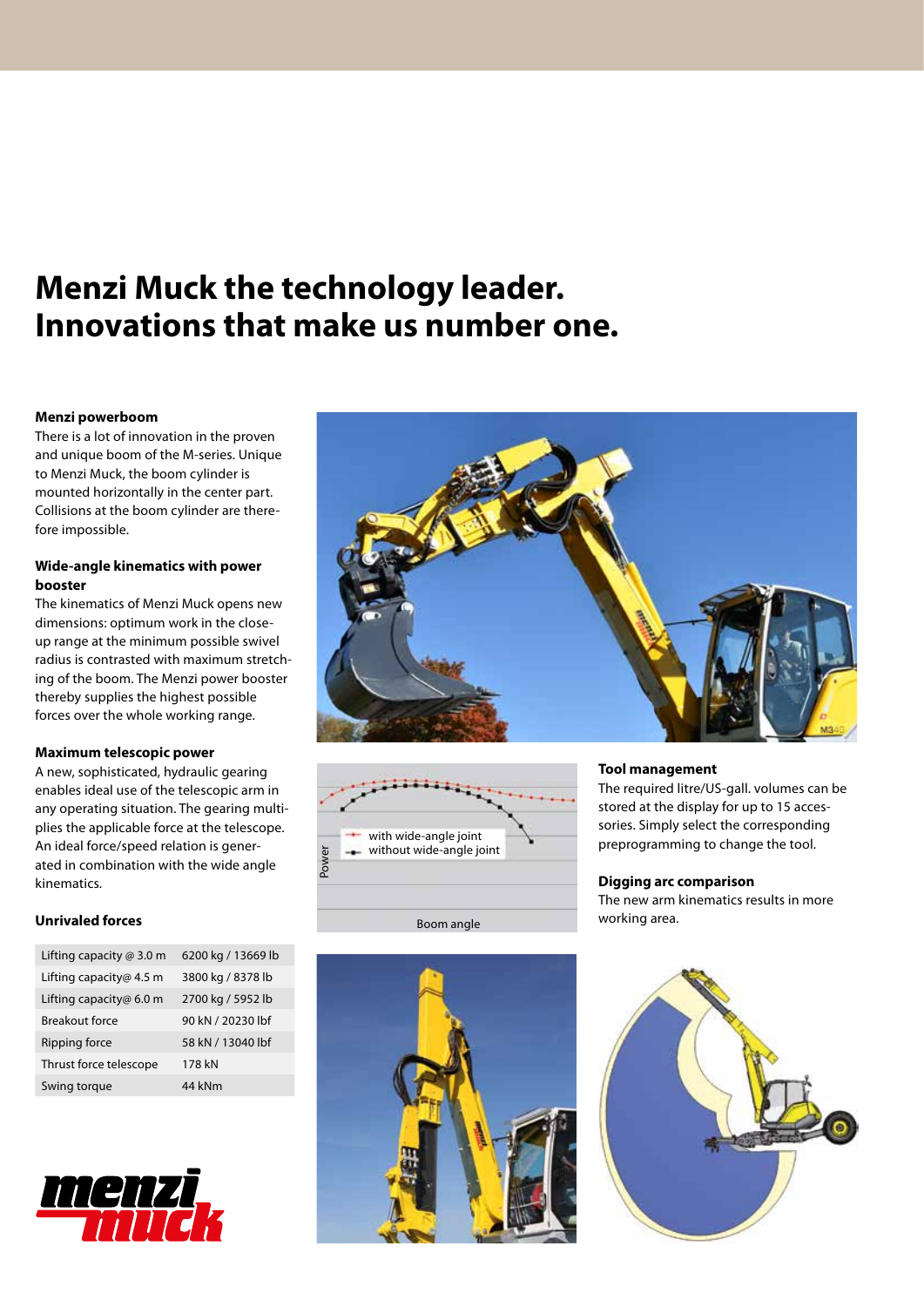# Menzi Muck the technology leader. Innovations that make us number one.

### Menzi powerboom

There is a lot of innovation in the proven and unique boom of the M-series. Unique to Menzi Muck, the boom cylinder is mounted horizontally in the center part. Collisions at the boom cylinder are therefore impossible.

### Wide-angle kinematics with power booster

The kinematics of Menzi Muck opens new dimensions: optimum work in the close-up range at the minimum possible swivel radius is contrasted with maximum stretching of the boom. The Menzi power booster thereby supplies the highest possible forces over the whole working range.

### Maximum telescopic power

A new, sophisticated, hydraulic gearing enables ideal use of the telescopic arm in any operating situation. The gearing multiplies the applicable force at the telescope. An ideal force/speed relation is generated in combination with the wide angle kinematics.

### Unrivaled forces

| | |
|---|---|
| Lifting capacity @ 3.0 m | 6200 kg / 13669 lb |
| Lifting capacity@ 4.5 m | 3800 kg / 8378 lb |
| Lifting capacity@ 6.0 m | 2700 kg / 5952 lb |
| Breakout force | 90 kN / 20230 lbf |
| Ripping force | 58 kN / 13040 lbf |
| Thrust force telescope | 178 kN |
| Swing torque | 44 kNm |

### Tool management

The required litre/US-gall. volumes can be stored at the display for up to 15 accessories. Simply select the corresponding preprogramming to change the tool.

### Digging arc comparison

The new arm kinematics results in more working area.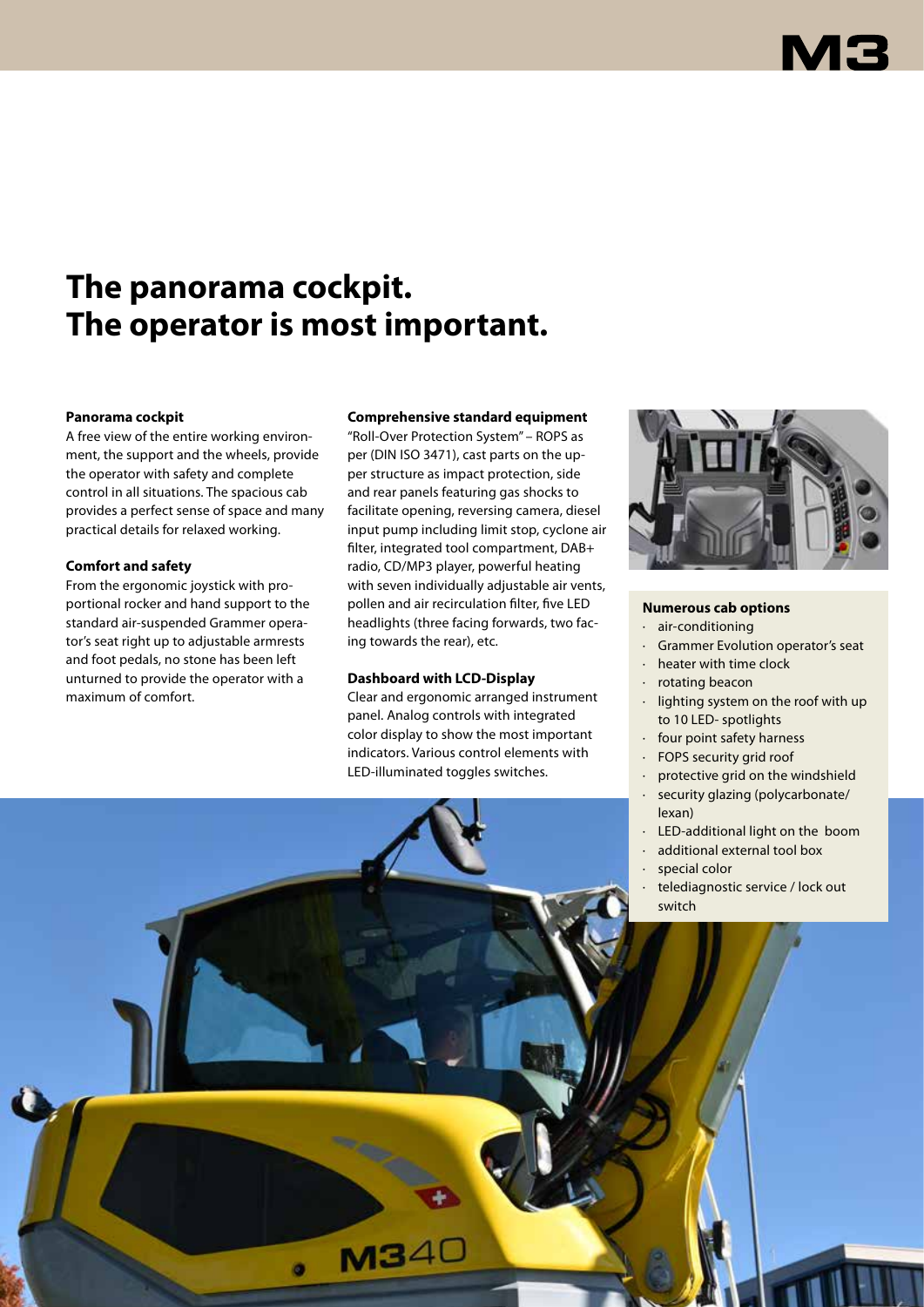# The panorama cockpit.
# The operator is most important.

### Panorama cockpit

A free view of the entire working environment, the support and the wheels, provide the operator with safety and complete control in all situations. The spacious cab provides a perfect sense of space and many practical details for relaxed working.

### Comfort and safety

From the ergonomic joystick with proportional rocker and hand support to the standard air-suspended Grammer operator's seat right up to adjustable armrests and foot pedals, no stone has been left unturned to provide the operator with a maximum of comfort.

### Comprehensive standard equipment

"Roll-Over Protection System" – ROPS as per (DIN ISO 3471), cast parts on the upper structure as impact protection, side and rear panels featuring gas shocks to facilitate opening, reversing camera, diesel input pump including limit stop, cyclone air filter, integrated tool compartment, DAB+ radio, CD/MP3 player, powerful heating with seven individually adjustable air vents, pollen and air recirculation filter, five LED headlights (three facing forwards, two facing towards the rear), etc.

### Dashboard with LCD-Display

Clear and ergonomic arranged instrument panel. Analog controls with integrated color display to show the most important indicators. Various control elements with LED-illuminated toggles switches.

### Numerous cab options

- air-conditioning
- Grammer Evolution operator's seat
- heater with time clock
- rotating beacon
- lighting system on the roof with up to 10 LED- spotlights
- four point safety harness
- FOPS security grid roof
- protective grid on the windshield
- security glazing (polycarbonate/ lexan)
- LED-additional light on the boom
- additional external tool box
- special color
- telediagnostic service / lock out switch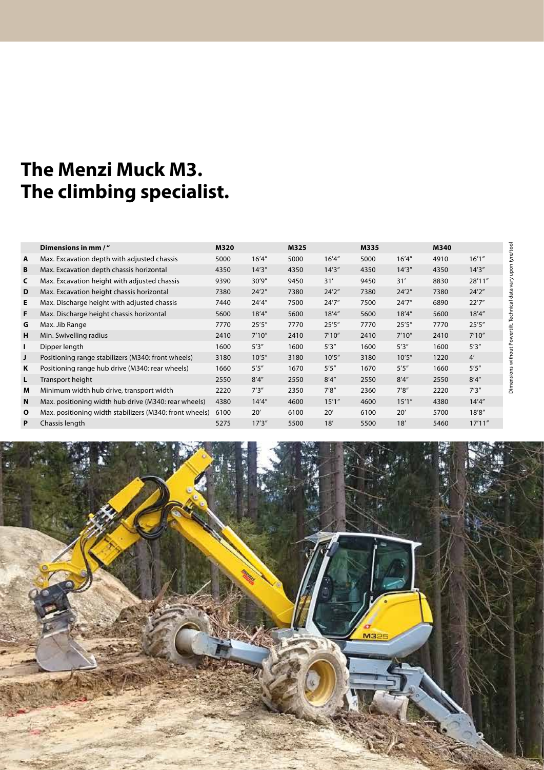# The Menzi Muck M3.
# The climbing specialist.

| | Dimensions in mm / " | M320 | | M325 | | M335 | | M340 | |
|---|---|---|---|---|---|---|---|---|---|
| A | Max. Excavation depth with adjusted chassis | 5000 | 16'4" | 5000 | 16'4" | 5000 | 16'4" | 4910 | 16'1" |
| B | Max. Excavation depth chassis horizontal | 4350 | 14'3" | 4350 | 14'3" | 4350 | 14'3" | 4350 | 14'3" |
| C | Max. Excavation height with adjusted chassis | 9390 | 30'9" | 9450 | 31' | 9450 | 31' | 8830 | 28'11" |
| D | Max. Excavation height chassis horizontal | 7380 | 24'2" | 7380 | 24'2" | 7380 | 24'2" | 7380 | 24'2" |
| E | Max. Discharge height with adjusted chassis | 7440 | 24'4" | 7500 | 24'7" | 7500 | 24'7" | 6890 | 22'7" |
| F | Max. Discharge height chassis horizontal | 5600 | 18'4" | 5600 | 18'4" | 5600 | 18'4" | 5600 | 18'4" |
| G | Max. Jib Range | 7770 | 25'5" | 7770 | 25'5" | 7770 | 25'5" | 7770 | 25'5" |
| H | Min. Swivelling radius | 2410 | 7'10" | 2410 | 7'10" | 2410 | 7'10" | 2410 | 7'10" |
| I | Dipper length | 1600 | 5'3" | 1600 | 5'3" | 1600 | 5'3" | 1600 | 5'3" |
| J | Positioning range stabilizers (M340: front wheels) | 3180 | 10'5" | 3180 | 10'5" | 3180 | 10'5" | 1220 | 4' |
| K | Positioning range hub drive (M340: rear wheels) | 1660 | 5'5" | 1670 | 5'5" | 1670 | 5'5" | 1660 | 5'5" |
| L | Transport height | 2550 | 8'4" | 2550 | 8'4" | 2550 | 8'4" | 2550 | 8'4" |
| M | Minimum width hub drive, transport width | 2220 | 7'3" | 2350 | 7'8" | 2360 | 7'8" | 2220 | 7'3" |
| N | Max. positioning width hub drive (M340: rear wheels) | 4380 | 14'4" | 4600 | 15'1" | 4600 | 15'1" | 4380 | 14'4" |
| O | Max. positioning width stabilizers (M340: front wheels) | 6100 | 20' | 6100 | 20' | 6100 | 20' | 5700 | 18'8" |
| P | Chassis length | 5275 | 17'3" | 5500 | 18' | 5500 | 18' | 5460 | 17'11" |

Dimensions without Powertilt. Technical data vary upon tyre/tool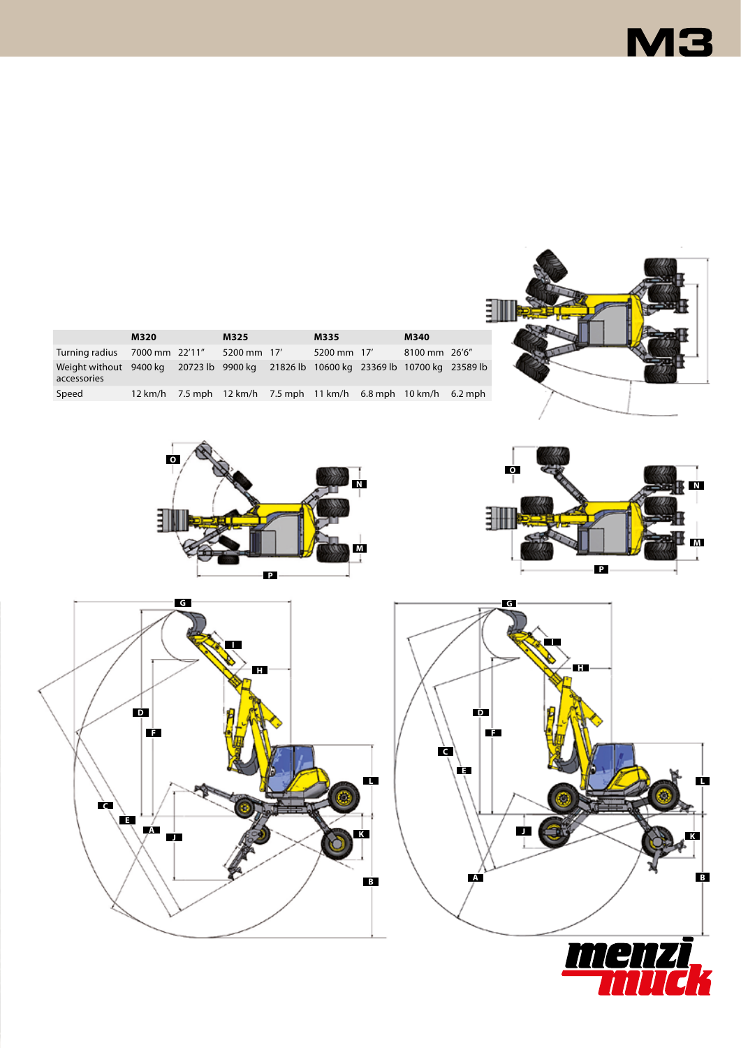# M3

| | M320 | | M325 | | M335 | | M340 | |
|---|---|---|---|---|---|---|---|---|
| Turning radius | 7000 mm | 22'11" | 5200 mm | 17' | 5200 mm | 17' | 8100 mm | 26'6" |
| Weight without accessories | 9400 kg | 20723 lb | 9900 kg | 21826 lb | 10600 kg | 23369 lb | 10700 kg | 23589 lb |
| Speed | 12 km/h | 7.5 mph | 12 km/h | 7.5 mph | 11 km/h | 6.8 mph | 10 km/h | 6.2 mph |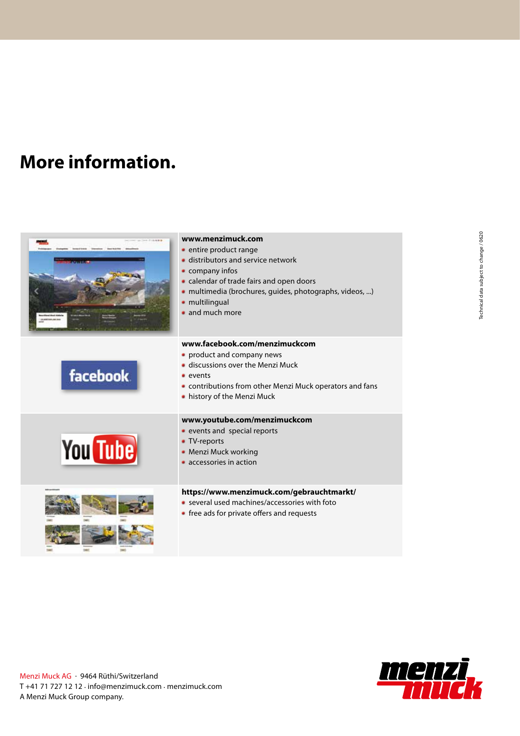# More information.

**www.menzimuck.com**
- entire product range
- distributors and service network
- company infos
- calendar of trade fairs and open doors
- multimedia (brochures, guides, photographs, videos, ...)
- multilingual
- and much more

**www.facebook.com/menzimuckcom**
- product and company news
- discussions over the Menzi Muck
- events
- contributions from other Menzi Muck operators and fans
- history of the Menzi Muck

**www.youtube.com/menzimuckcom**
- events and special reports
- TV-reports
- Menzi Muck working
- accessories in action

**https://www.menzimuck.com/gebrauchtmarkt/**
- several used machines/accessories with foto
- free ads for private offers and requests

Technical data subject to change / 0620

Menzi Muck AG · 9464 Rüthi/Switzerland
T +41 71 727 12 12 · info@menzimuck.com · menzimuck.com
A Menzi Muck Group company.